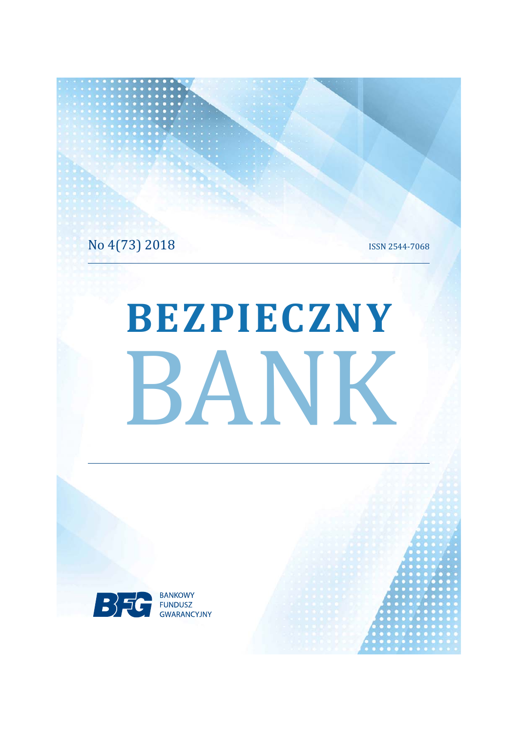No 4(73) 2018

ISSN 2544-7068

# BEZPIECZNY BANK

BANKOWY FUNDUSZ GWARANCYJNY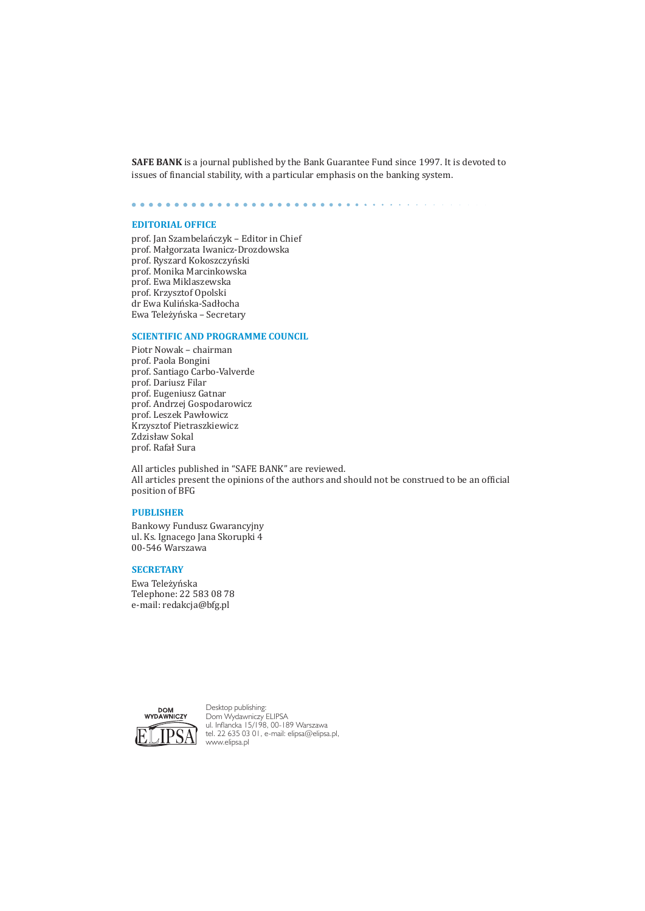**SAFE BANK** is a journal published by the Bank Guarantee Fund since 1997. It is devoted to issues of financial stability, with a particular emphasis on the banking system.

## EDITORIAL OFFICE

prof. Jan Szambelańczyk – Editor in Chief
prof. Małgorzata Iwanicz-Drozdowska
prof. Ryszard Kokoszczyński
prof. Monika Marcinkowska
prof. Ewa Miklaszewska
prof. Krzysztof Opolski
dr Ewa Kulińska-Sadłocha
Ewa Teleżyńska – Secretary

## SCIENTIFIC AND PROGRAMME COUNCIL

Piotr Nowak – chairman
prof. Paola Bongini
prof. Santiago Carbo-Valverde
prof. Dariusz Filar
prof. Eugeniusz Gatnar
prof. Andrzej Gospodarowicz
prof. Leszek Pawłowicz
Krzysztof Pietraszkiewicz
Zdzisław Sokal
prof. Rafał Sura

All articles published in "SAFE BANK" are reviewed.
All articles present the opinions of the authors and should not be construed to be an official position of BFG

## PUBLISHER

Bankowy Fundusz Gwarancyjny
ul. Ks. Ignacego Jana Skorupki 4
00-546 Warszawa

## SECRETARY

Ewa Teleżyńska
Telephone: 22 583 08 78
e-mail: redakcja@bfg.pl

DOM WYDAWNICZY ELIPSA

Desktop publishing:
Dom Wydawniczy ELIPSA
ul. Inflancka 15/198, 00-189 Warszawa
tel. 22 635 03 01, e-mail: elipsa@elipsa.pl,
www.elipsa.pl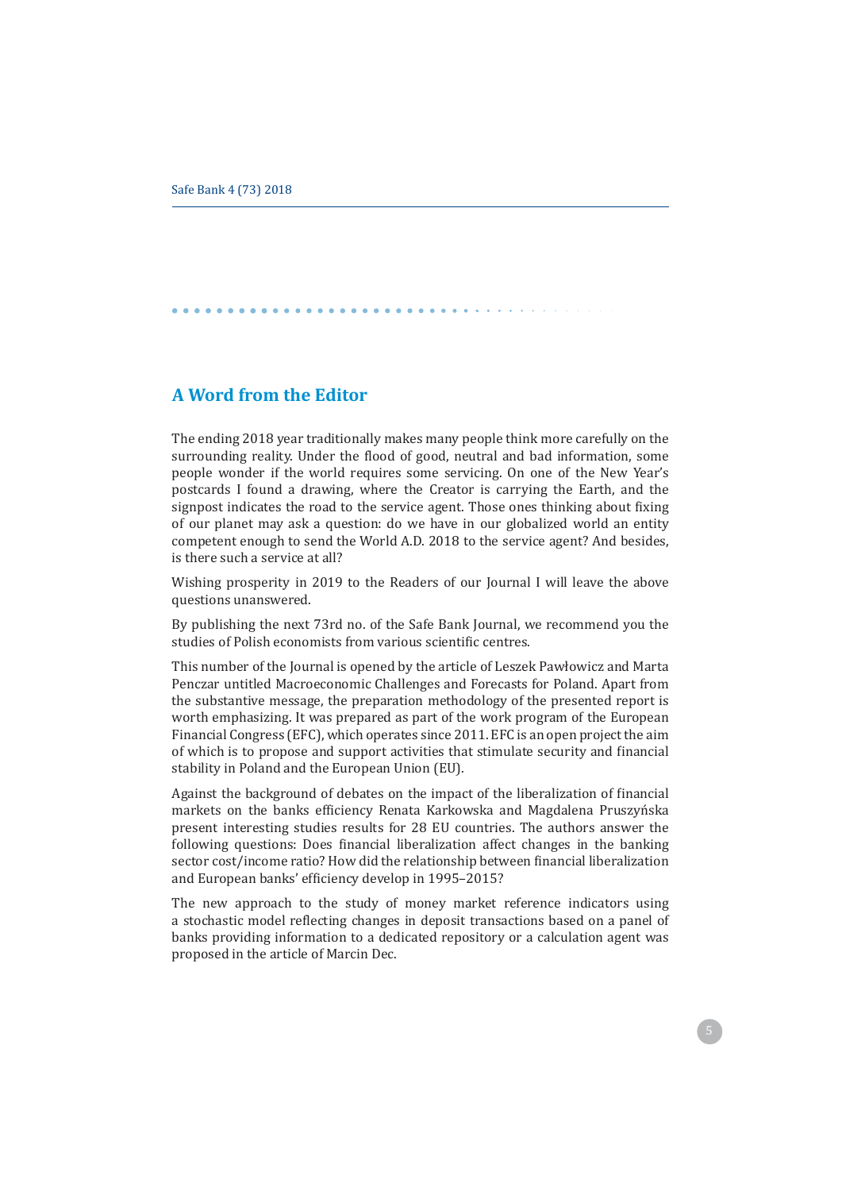## A Word from the Editor

The ending 2018 year traditionally makes many people think more carefully on the surrounding reality. Under the flood of good, neutral and bad information, some people wonder if the world requires some servicing. On one of the New Year's postcards I found a drawing, where the Creator is carrying the Earth, and the signpost indicates the road to the service agent. Those ones thinking about fixing of our planet may ask a question: do we have in our globalized world an entity competent enough to send the World A.D. 2018 to the service agent? And besides, is there such a service at all?

Wishing prosperity in 2019 to the Readers of our Journal I will leave the above questions unanswered.

By publishing the next 73rd no. of the Safe Bank Journal, we recommend you the studies of Polish economists from various scientific centres.

This number of the Journal is opened by the article of Leszek Pawłowicz and Marta Penczar untitled Macroeconomic Challenges and Forecasts for Poland. Apart from the substantive message, the preparation methodology of the presented report is worth emphasizing. It was prepared as part of the work program of the European Financial Congress (EFC), which operates since 2011. EFC is an open project the aim of which is to propose and support activities that stimulate security and financial stability in Poland and the European Union (EU).

Against the background of debates on the impact of the liberalization of financial markets on the banks efficiency Renata Karkowska and Magdalena Pruszyńska present interesting studies results for 28 EU countries. The authors answer the following questions: Does financial liberalization affect changes in the banking sector cost/income ratio? How did the relationship between financial liberalization and European banks' efficiency develop in 1995–2015?

The new approach to the study of money market reference indicators using a stochastic model reflecting changes in deposit transactions based on a panel of banks providing information to a dedicated repository or a calculation agent was proposed in the article of Marcin Dec.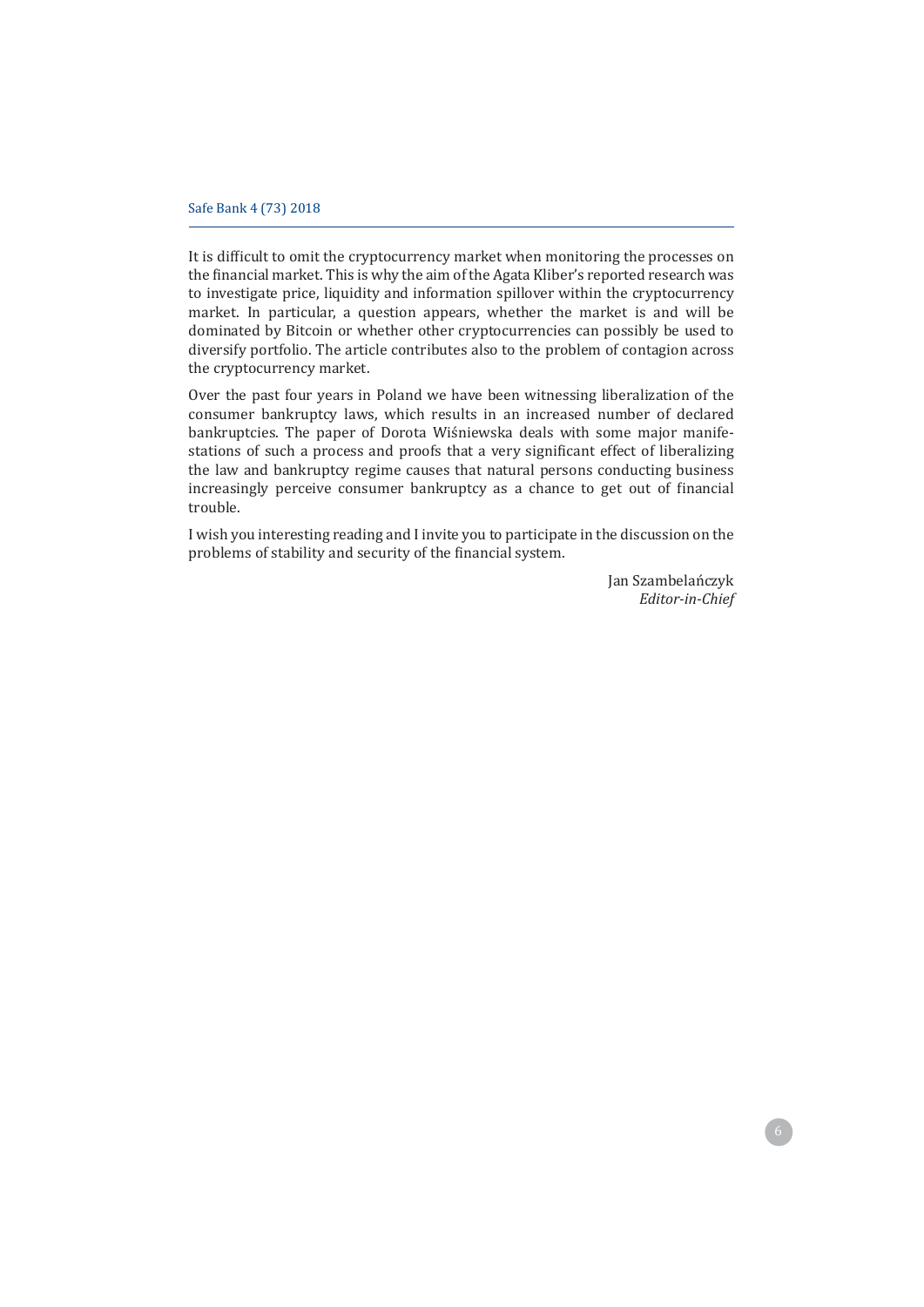It is difficult to omit the cryptocurrency market when monitoring the processes on the financial market. This is why the aim of the Agata Kliber's reported research was to investigate price, liquidity and information spillover within the cryptocurrency market. In particular, a question appears, whether the market is and will be dominated by Bitcoin or whether other cryptocurrencies can possibly be used to diversify portfolio. The article contributes also to the problem of contagion across the cryptocurrency market.

Over the past four years in Poland we have been witnessing liberalization of the consumer bankruptcy laws, which results in an increased number of declared bankruptcies. The paper of Dorota Wiśniewska deals with some major manifestations of such a process and proofs that a very significant effect of liberalizing the law and bankruptcy regime causes that natural persons conducting business increasingly perceive consumer bankruptcy as a chance to get out of financial trouble.

I wish you interesting reading and I invite you to participate in the discussion on the problems of stability and security of the financial system.

Jan Szambelańczyk
*Editor-in-Chief*